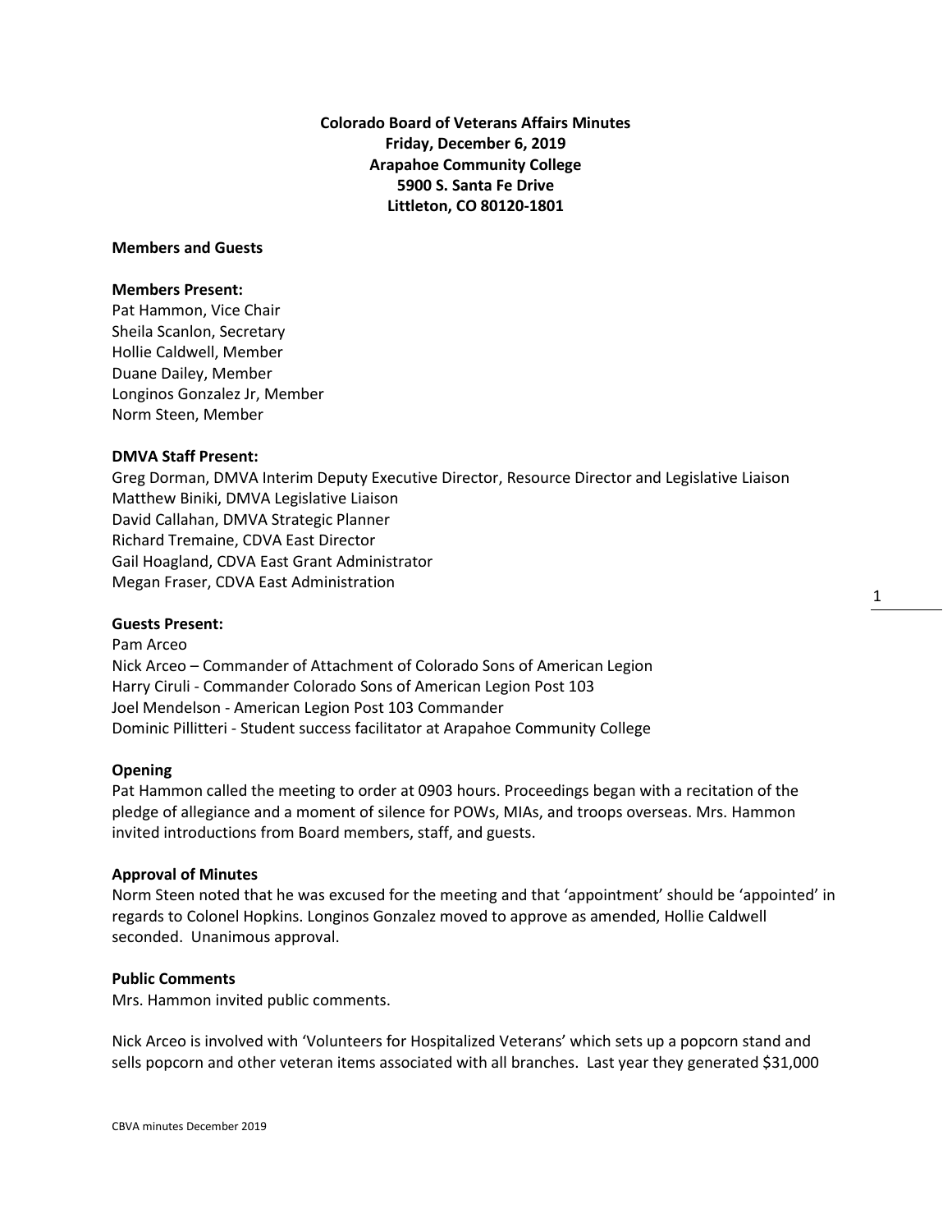**Colorado Board of Veterans Affairs Minutes**
**Friday, December 6, 2019**
**Arapahoe Community College**
**5900 S. Santa Fe Drive**
**Littleton, CO 80120-1801**

**Members and Guests**

**Members Present:**
Pat Hammon, Vice Chair
Sheila Scanlon, Secretary
Hollie Caldwell, Member
Duane Dailey, Member
Longinos Gonzalez Jr, Member
Norm Steen, Member

**DMVA Staff Present:**
Greg Dorman, DMVA Interim Deputy Executive Director, Resource Director and Legislative Liaison
Matthew Biniki, DMVA Legislative Liaison
David Callahan, DMVA Strategic Planner
Richard Tremaine, CDVA East Director
Gail Hoagland, CDVA East Grant Administrator
Megan Fraser, CDVA East Administration

**Guests Present:**
Pam Arceo
Nick Arceo – Commander of Attachment of Colorado Sons of American Legion
Harry Ciruli - Commander Colorado Sons of American Legion Post 103
Joel Mendelson - American Legion Post 103 Commander
Dominic Pillitteri - Student success facilitator at Arapahoe Community College

**Opening**
Pat Hammon called the meeting to order at 0903 hours. Proceedings began with a recitation of the pledge of allegiance and a moment of silence for POWs, MIAs, and troops overseas. Mrs. Hammon invited introductions from Board members, staff, and guests.

**Approval of Minutes**
Norm Steen noted that he was excused for the meeting and that 'appointment' should be 'appointed' in regards to Colonel Hopkins. Longinos Gonzalez moved to approve as amended, Hollie Caldwell seconded. Unanimous approval.

**Public Comments**
Mrs. Hammon invited public comments.

Nick Arceo is involved with 'Volunteers for Hospitalized Veterans' which sets up a popcorn stand and sells popcorn and other veteran items associated with all branches. Last year they generated $31,000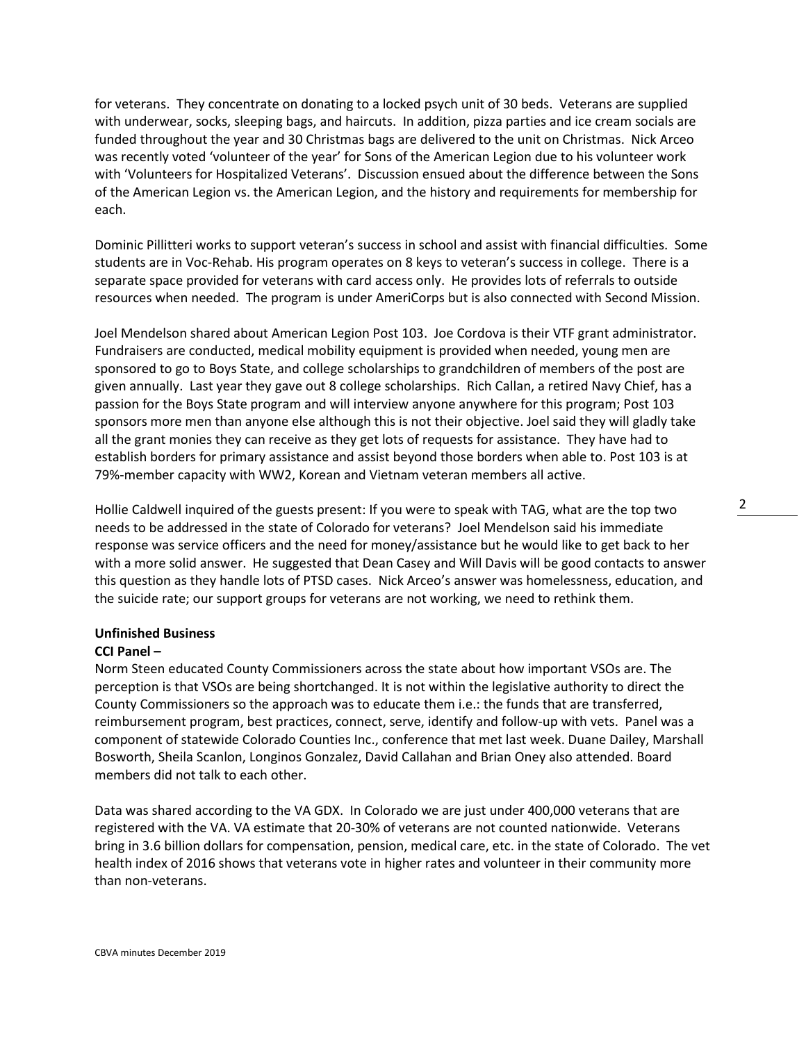for veterans. They concentrate on donating to a locked psych unit of 30 beds. Veterans are supplied with underwear, socks, sleeping bags, and haircuts. In addition, pizza parties and ice cream socials are funded throughout the year and 30 Christmas bags are delivered to the unit on Christmas. Nick Arceo was recently voted 'volunteer of the year' for Sons of the American Legion due to his volunteer work with 'Volunteers for Hospitalized Veterans'. Discussion ensued about the difference between the Sons of the American Legion vs. the American Legion, and the history and requirements for membership for each.

Dominic Pillitteri works to support veteran's success in school and assist with financial difficulties. Some students are in Voc-Rehab. His program operates on 8 keys to veteran's success in college. There is a separate space provided for veterans with card access only. He provides lots of referrals to outside resources when needed. The program is under AmeriCorps but is also connected with Second Mission.

Joel Mendelson shared about American Legion Post 103. Joe Cordova is their VTF grant administrator. Fundraisers are conducted, medical mobility equipment is provided when needed, young men are sponsored to go to Boys State, and college scholarships to grandchildren of members of the post are given annually. Last year they gave out 8 college scholarships. Rich Callan, a retired Navy Chief, has a passion for the Boys State program and will interview anyone anywhere for this program; Post 103 sponsors more men than anyone else although this is not their objective. Joel said they will gladly take all the grant monies they can receive as they get lots of requests for assistance. They have had to establish borders for primary assistance and assist beyond those borders when able to. Post 103 is at 79%-member capacity with WW2, Korean and Vietnam veteran members all active.

Hollie Caldwell inquired of the guests present: If you were to speak with TAG, what are the top two needs to be addressed in the state of Colorado for veterans? Joel Mendelson said his immediate response was service officers and the need for money/assistance but he would like to get back to her with a more solid answer. He suggested that Dean Casey and Will Davis will be good contacts to answer this question as they handle lots of PTSD cases. Nick Arceo's answer was homelessness, education, and the suicide rate; our support groups for veterans are not working, we need to rethink them.

**Unfinished Business**

**CCI Panel –**

Norm Steen educated County Commissioners across the state about how important VSOs are. The perception is that VSOs are being shortchanged. It is not within the legislative authority to direct the County Commissioners so the approach was to educate them i.e.: the funds that are transferred, reimbursement program, best practices, connect, serve, identify and follow-up with vets. Panel was a component of statewide Colorado Counties Inc., conference that met last week. Duane Dailey, Marshall Bosworth, Sheila Scanlon, Longinos Gonzalez, David Callahan and Brian Oney also attended. Board members did not talk to each other.

Data was shared according to the VA GDX. In Colorado we are just under 400,000 veterans that are registered with the VA. VA estimate that 20-30% of veterans are not counted nationwide. Veterans bring in 3.6 billion dollars for compensation, pension, medical care, etc. in the state of Colorado. The vet health index of 2016 shows that veterans vote in higher rates and volunteer in their community more than non-veterans.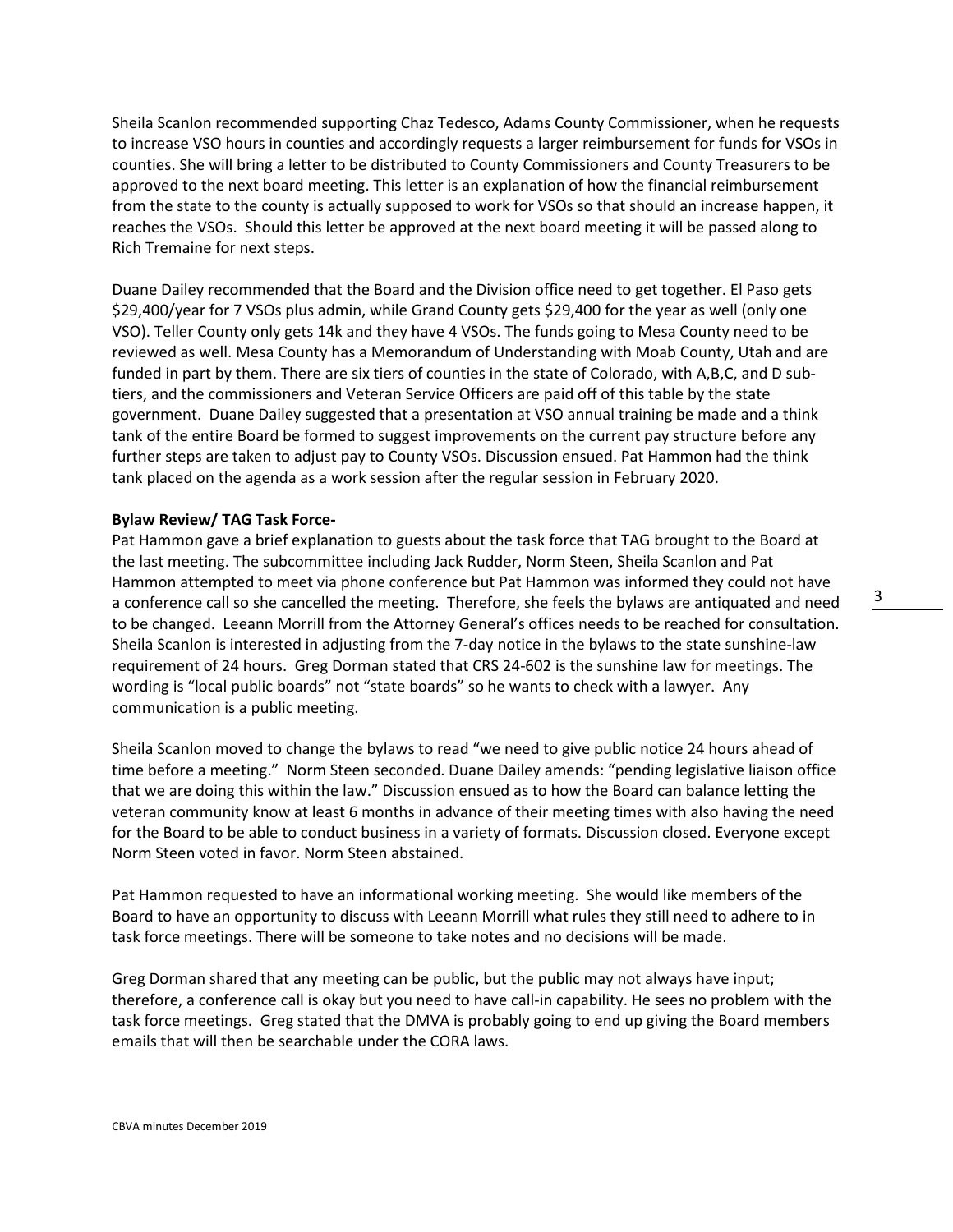Sheila Scanlon recommended supporting Chaz Tedesco, Adams County Commissioner, when he requests to increase VSO hours in counties and accordingly requests a larger reimbursement for funds for VSOs in counties. She will bring a letter to be distributed to County Commissioners and County Treasurers to be approved to the next board meeting. This letter is an explanation of how the financial reimbursement from the state to the county is actually supposed to work for VSOs so that should an increase happen, it reaches the VSOs. Should this letter be approved at the next board meeting it will be passed along to Rich Tremaine for next steps.

Duane Dailey recommended that the Board and the Division office need to get together. El Paso gets $29,400/year for 7 VSOs plus admin, while Grand County gets $29,400 for the year as well (only one VSO). Teller County only gets 14k and they have 4 VSOs. The funds going to Mesa County need to be reviewed as well. Mesa County has a Memorandum of Understanding with Moab County, Utah and are funded in part by them. There are six tiers of counties in the state of Colorado, with A,B,C, and D sub-tiers, and the commissioners and Veteran Service Officers are paid off of this table by the state government. Duane Dailey suggested that a presentation at VSO annual training be made and a think tank of the entire Board be formed to suggest improvements on the current pay structure before any further steps are taken to adjust pay to County VSOs. Discussion ensued. Pat Hammon had the think tank placed on the agenda as a work session after the regular session in February 2020.

**Bylaw Review/ TAG Task Force-**

Pat Hammon gave a brief explanation to guests about the task force that TAG brought to the Board at the last meeting. The subcommittee including Jack Rudder, Norm Steen, Sheila Scanlon and Pat Hammon attempted to meet via phone conference but Pat Hammon was informed they could not have a conference call so she cancelled the meeting. Therefore, she feels the bylaws are antiquated and need to be changed. Leeann Morrill from the Attorney General's offices needs to be reached for consultation. Sheila Scanlon is interested in adjusting from the 7-day notice in the bylaws to the state sunshine-law requirement of 24 hours. Greg Dorman stated that CRS 24-602 is the sunshine law for meetings. The wording is "local public boards" not "state boards" so he wants to check with a lawyer. Any communication is a public meeting.

Sheila Scanlon moved to change the bylaws to read "we need to give public notice 24 hours ahead of time before a meeting." Norm Steen seconded. Duane Dailey amends: "pending legislative liaison office that we are doing this within the law." Discussion ensued as to how the Board can balance letting the veteran community know at least 6 months in advance of their meeting times with also having the need for the Board to be able to conduct business in a variety of formats. Discussion closed. Everyone except Norm Steen voted in favor. Norm Steen abstained.

Pat Hammon requested to have an informational working meeting. She would like members of the Board to have an opportunity to discuss with Leeann Morrill what rules they still need to adhere to in task force meetings. There will be someone to take notes and no decisions will be made.

Greg Dorman shared that any meeting can be public, but the public may not always have input; therefore, a conference call is okay but you need to have call-in capability. He sees no problem with the task force meetings. Greg stated that the DMVA is probably going to end up giving the Board members emails that will then be searchable under the CORA laws.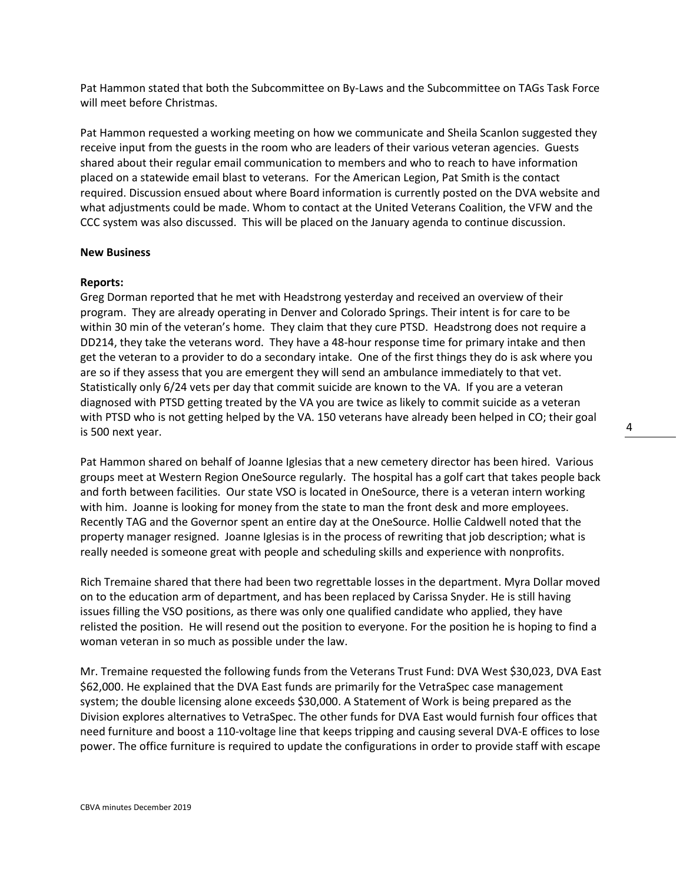Pat Hammon stated that both the Subcommittee on By-Laws and the Subcommittee on TAGs Task Force will meet before Christmas.

Pat Hammon requested a working meeting on how we communicate and Sheila Scanlon suggested they receive input from the guests in the room who are leaders of their various veteran agencies. Guests shared about their regular email communication to members and who to reach to have information placed on a statewide email blast to veterans. For the American Legion, Pat Smith is the contact required. Discussion ensued about where Board information is currently posted on the DVA website and what adjustments could be made. Whom to contact at the United Veterans Coalition, the VFW and the CCC system was also discussed. This will be placed on the January agenda to continue discussion.

**New Business**

**Reports:**
Greg Dorman reported that he met with Headstrong yesterday and received an overview of their program. They are already operating in Denver and Colorado Springs. Their intent is for care to be within 30 min of the veteran's home. They claim that they cure PTSD. Headstrong does not require a DD214, they take the veterans word. They have a 48-hour response time for primary intake and then get the veteran to a provider to do a secondary intake. One of the first things they do is ask where you are so if they assess that you are emergent they will send an ambulance immediately to that vet. Statistically only 6/24 vets per day that commit suicide are known to the VA. If you are a veteran diagnosed with PTSD getting treated by the VA you are twice as likely to commit suicide as a veteran with PTSD who is not getting helped by the VA. 150 veterans have already been helped in CO; their goal is 500 next year.

Pat Hammon shared on behalf of Joanne Iglesias that a new cemetery director has been hired. Various groups meet at Western Region OneSource regularly. The hospital has a golf cart that takes people back and forth between facilities. Our state VSO is located in OneSource, there is a veteran intern working with him. Joanne is looking for money from the state to man the front desk and more employees. Recently TAG and the Governor spent an entire day at the OneSource. Hollie Caldwell noted that the property manager resigned. Joanne Iglesias is in the process of rewriting that job description; what is really needed is someone great with people and scheduling skills and experience with nonprofits.

Rich Tremaine shared that there had been two regrettable losses in the department. Myra Dollar moved on to the education arm of department, and has been replaced by Carissa Snyder. He is still having issues filling the VSO positions, as there was only one qualified candidate who applied, they have relisted the position. He will resend out the position to everyone. For the position he is hoping to find a woman veteran in so much as possible under the law.

Mr. Tremaine requested the following funds from the Veterans Trust Fund: DVA West $30,023, DVA East $62,000. He explained that the DVA East funds are primarily for the VetraSpec case management system; the double licensing alone exceeds $30,000. A Statement of Work is being prepared as the Division explores alternatives to VetraSpec. The other funds for DVA East would furnish four offices that need furniture and boost a 110-voltage line that keeps tripping and causing several DVA-E offices to lose power. The office furniture is required to update the configurations in order to provide staff with escape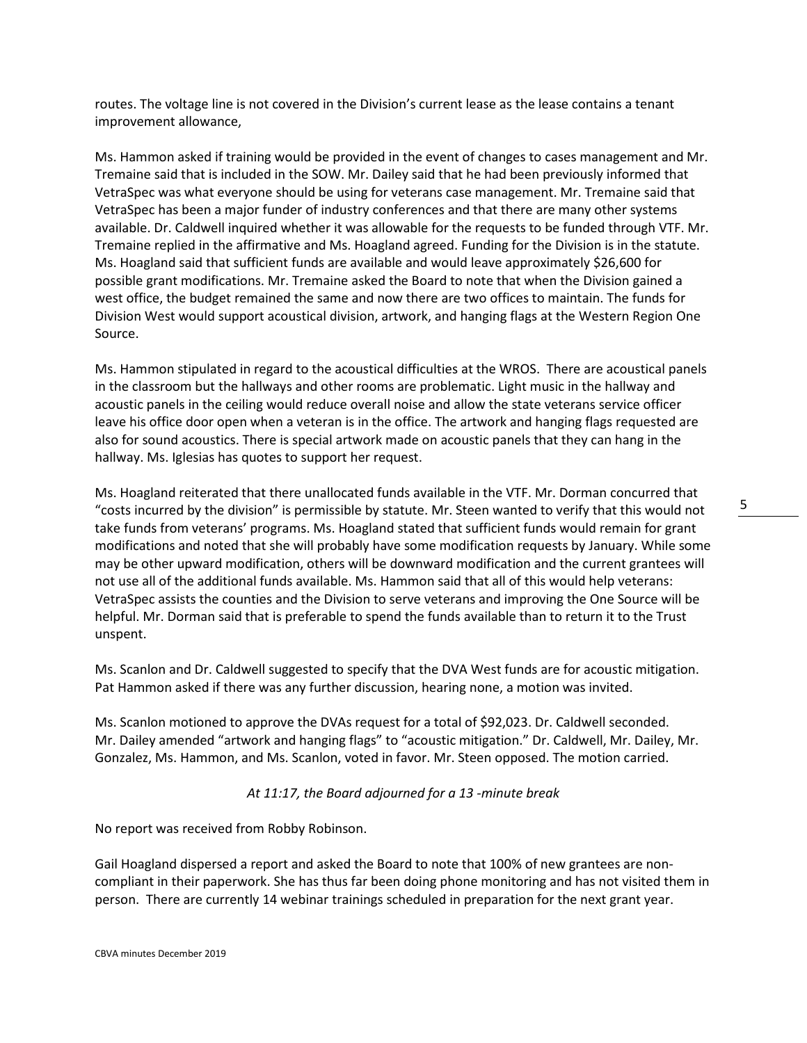routes. The voltage line is not covered in the Division's current lease as the lease contains a tenant improvement allowance,

Ms. Hammon asked if training would be provided in the event of changes to cases management and Mr. Tremaine said that is included in the SOW. Mr. Dailey said that he had been previously informed that VetraSpec was what everyone should be using for veterans case management. Mr. Tremaine said that VetraSpec has been a major funder of industry conferences and that there are many other systems available. Dr. Caldwell inquired whether it was allowable for the requests to be funded through VTF. Mr. Tremaine replied in the affirmative and Ms. Hoagland agreed. Funding for the Division is in the statute. Ms. Hoagland said that sufficient funds are available and would leave approximately $26,600 for possible grant modifications. Mr. Tremaine asked the Board to note that when the Division gained a west office, the budget remained the same and now there are two offices to maintain. The funds for Division West would support acoustical division, artwork, and hanging flags at the Western Region One Source.

Ms. Hammon stipulated in regard to the acoustical difficulties at the WROS. There are acoustical panels in the classroom but the hallways and other rooms are problematic. Light music in the hallway and acoustic panels in the ceiling would reduce overall noise and allow the state veterans service officer leave his office door open when a veteran is in the office. The artwork and hanging flags requested are also for sound acoustics. There is special artwork made on acoustic panels that they can hang in the hallway. Ms. Iglesias has quotes to support her request.

Ms. Hoagland reiterated that there unallocated funds available in the VTF. Mr. Dorman concurred that "costs incurred by the division" is permissible by statute. Mr. Steen wanted to verify that this would not take funds from veterans' programs. Ms. Hoagland stated that sufficient funds would remain for grant modifications and noted that she will probably have some modification requests by January. While some may be other upward modification, others will be downward modification and the current grantees will not use all of the additional funds available. Ms. Hammon said that all of this would help veterans: VetraSpec assists the counties and the Division to serve veterans and improving the One Source will be helpful. Mr. Dorman said that is preferable to spend the funds available than to return it to the Trust unspent.

Ms. Scanlon and Dr. Caldwell suggested to specify that the DVA West funds are for acoustic mitigation. Pat Hammon asked if there was any further discussion, hearing none, a motion was invited.

Ms. Scanlon motioned to approve the DVAs request for a total of $92,023. Dr. Caldwell seconded. Mr. Dailey amended "artwork and hanging flags" to "acoustic mitigation." Dr. Caldwell, Mr. Dailey, Mr. Gonzalez, Ms. Hammon, and Ms. Scanlon, voted in favor. Mr. Steen opposed. The motion carried.

*At 11:17, the Board adjourned for a 13 -minute break*

No report was received from Robby Robinson.

Gail Hoagland dispersed a report and asked the Board to note that 100% of new grantees are non-compliant in their paperwork. She has thus far been doing phone monitoring and has not visited them in person. There are currently 14 webinar trainings scheduled in preparation for the next grant year.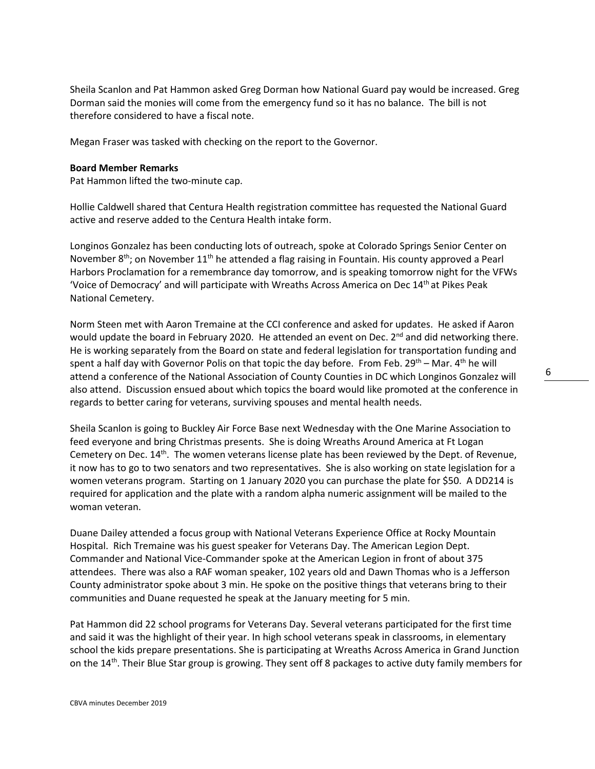Sheila Scanlon and Pat Hammon asked Greg Dorman how National Guard pay would be increased. Greg Dorman said the monies will come from the emergency fund so it has no balance. The bill is not therefore considered to have a fiscal note.

Megan Fraser was tasked with checking on the report to the Governor.

**Board Member Remarks**
Pat Hammon lifted the two-minute cap.

Hollie Caldwell shared that Centura Health registration committee has requested the National Guard active and reserve added to the Centura Health intake form.

Longinos Gonzalez has been conducting lots of outreach, spoke at Colorado Springs Senior Center on November 8th; on November 11th he attended a flag raising in Fountain. His county approved a Pearl Harbors Proclamation for a remembrance day tomorrow, and is speaking tomorrow night for the VFWs 'Voice of Democracy' and will participate with Wreaths Across America on Dec 14th at Pikes Peak National Cemetery.

Norm Steen met with Aaron Tremaine at the CCI conference and asked for updates. He asked if Aaron would update the board in February 2020. He attended an event on Dec. 2nd and did networking there. He is working separately from the Board on state and federal legislation for transportation funding and spent a half day with Governor Polis on that topic the day before. From Feb. 29th – Mar. 4th he will attend a conference of the National Association of County Counties in DC which Longinos Gonzalez will also attend. Discussion ensued about which topics the board would like promoted at the conference in regards to better caring for veterans, surviving spouses and mental health needs.

Sheila Scanlon is going to Buckley Air Force Base next Wednesday with the One Marine Association to feed everyone and bring Christmas presents. She is doing Wreaths Around America at Ft Logan Cemetery on Dec. 14th. The women veterans license plate has been reviewed by the Dept. of Revenue, it now has to go to two senators and two representatives. She is also working on state legislation for a women veterans program. Starting on 1 January 2020 you can purchase the plate for $50. A DD214 is required for application and the plate with a random alpha numeric assignment will be mailed to the woman veteran.

Duane Dailey attended a focus group with National Veterans Experience Office at Rocky Mountain Hospital. Rich Tremaine was his guest speaker for Veterans Day. The American Legion Dept. Commander and National Vice-Commander spoke at the American Legion in front of about 375 attendees. There was also a RAF woman speaker, 102 years old and Dawn Thomas who is a Jefferson County administrator spoke about 3 min. He spoke on the positive things that veterans bring to their communities and Duane requested he speak at the January meeting for 5 min.

Pat Hammon did 22 school programs for Veterans Day. Several veterans participated for the first time and said it was the highlight of their year. In high school veterans speak in classrooms, in elementary school the kids prepare presentations. She is participating at Wreaths Across America in Grand Junction on the 14th. Their Blue Star group is growing. They sent off 8 packages to active duty family members for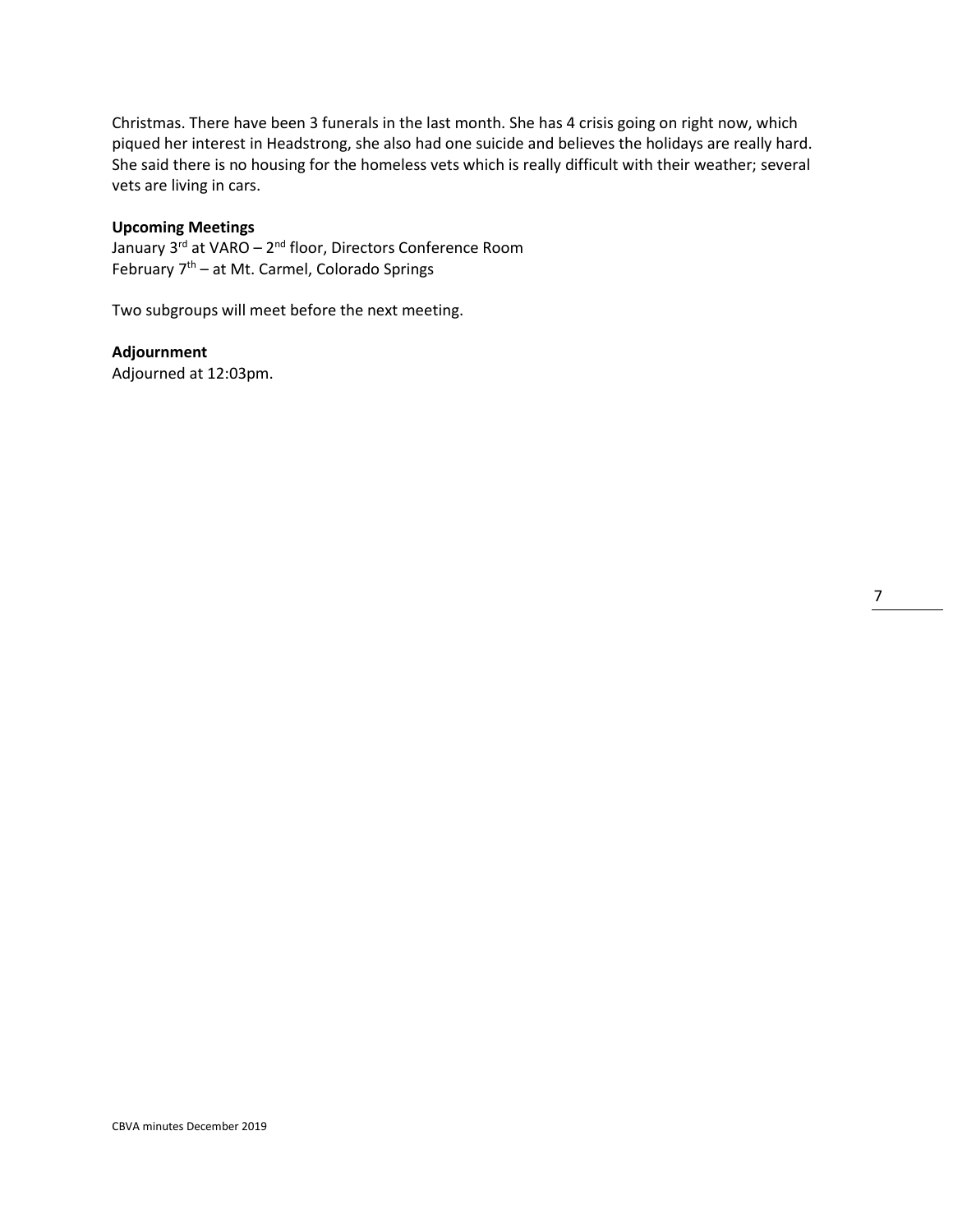Christmas. There have been 3 funerals in the last month. She has 4 crisis going on right now, which piqued her interest in Headstrong, she also had one suicide and believes the holidays are really hard. She said there is no housing for the homeless vets which is really difficult with their weather; several vets are living in cars.

**Upcoming Meetings**
January 3rd at VARO – 2nd floor, Directors Conference Room
February 7th – at Mt. Carmel, Colorado Springs

Two subgroups will meet before the next meeting.

**Adjournment**
Adjourned at 12:03pm.